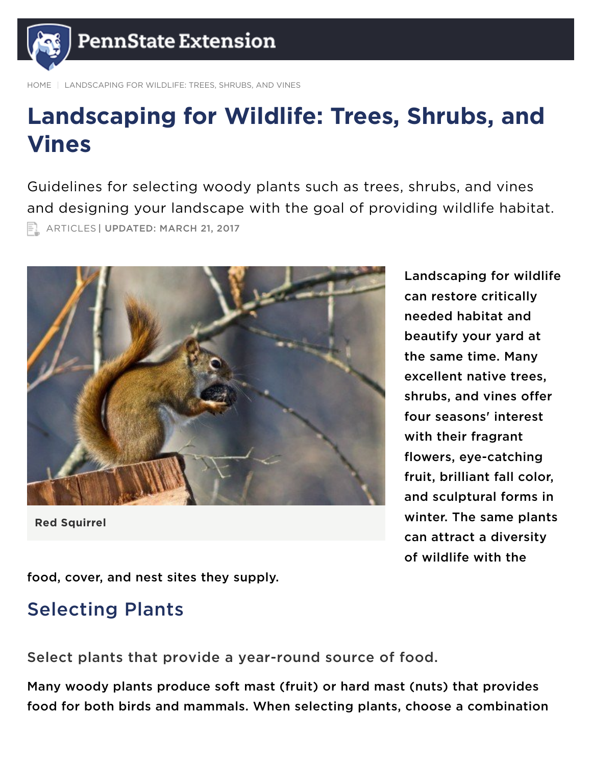HOME | LANDSCAPING FOR WILDLIFE: TREES, SHRUBS, AND VINES

# Landscaping for Wildlife: Trees, Shrubs, and Vines

Guidelines for selecting woody plants such as trees, shrubs, and vines and designing your landscape with the goal of providing wildlife habitat.

ARTICLES | **UPDATED: MARCH 21, 2017**

Red Squirrel

Landscaping for wildlife can restore critically needed habitat and beautify your yard at the same time. Many excellent native trees, shrubs, and vines offer four seasons' interest with their fragrant flowers, eye-catching fruit, brilliant fall color, and sculptural forms in winter. The same plants can attract a diversity of wildlife with the food, cover, and nest sites they supply.

## Selecting Plants

### Select plants that provide a year-round source of food.

Many woody plants produce soft mast (fruit) or hard mast (nuts) that provides food for both birds and mammals. When selecting plants, choose a combination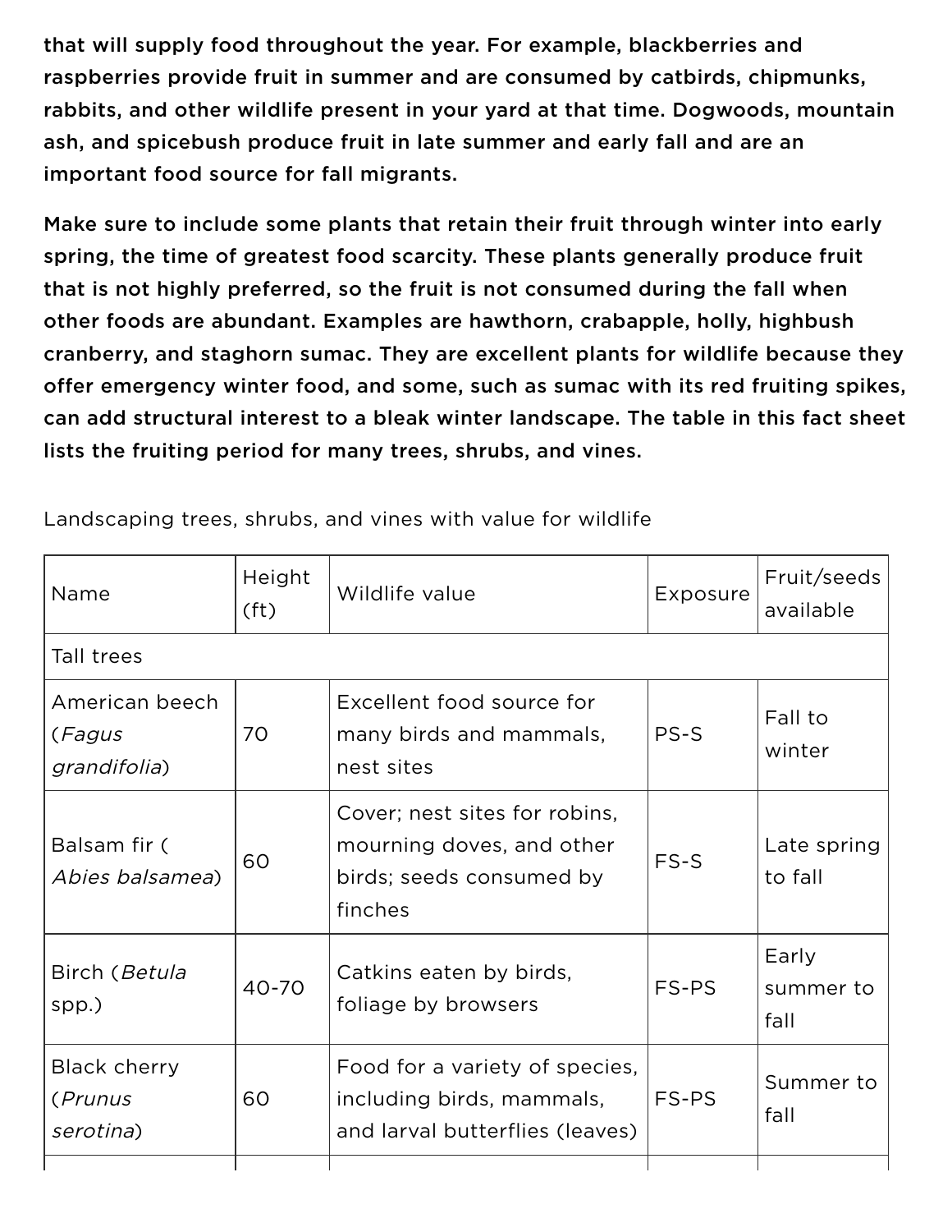**that will supply food throughout the year. For example, blackberries and raspberries provide fruit in summer and are consumed by catbirds, chipmunks, rabbits, and other wildlife present in your yard at that time. Dogwoods, mountain ash, and spicebush produce fruit in late summer and early fall and are an important food source for fall migrants.**

**Make sure to include some plants that retain their fruit through winter into early spring, the time of greatest food scarcity. These plants generally produce fruit that is not highly preferred, so the fruit is not consumed during the fall when other foods are abundant. Examples are hawthorn, crabapple, holly, highbush cranberry, and staghorn sumac. They are excellent plants for wildlife because they offer emergency winter food, and some, such as sumac with its red fruiting spikes, can add structural interest to a bleak winter landscape. The table in this fact sheet lists the fruiting period for many trees, shrubs, and vines.**

Landscaping trees, shrubs, and vines with value for wildlife

| Name | Height (ft) | Wildlife value | Exposure | Fruit/seeds available |
|---|---|---|---|---|
| Tall trees | | | | |
| American beech (*Fagus grandifolia*) | 70 | Excellent food source for many birds and mammals, nest sites | PS-S | Fall to winter |
| Balsam fir ( *Abies balsamea*) | 60 | Cover; nest sites for robins, mourning doves, and other birds; seeds consumed by finches | FS-S | Late spring to fall |
| Birch (*Betula* spp.) | 40-70 | Catkins eaten by birds, foliage by browsers | FS-PS | Early summer to fall |
| Black cherry (*Prunus serotina*) | 60 | Food for a variety of species, including birds, mammals, and larval butterflies (leaves) | FS-PS | Summer to fall |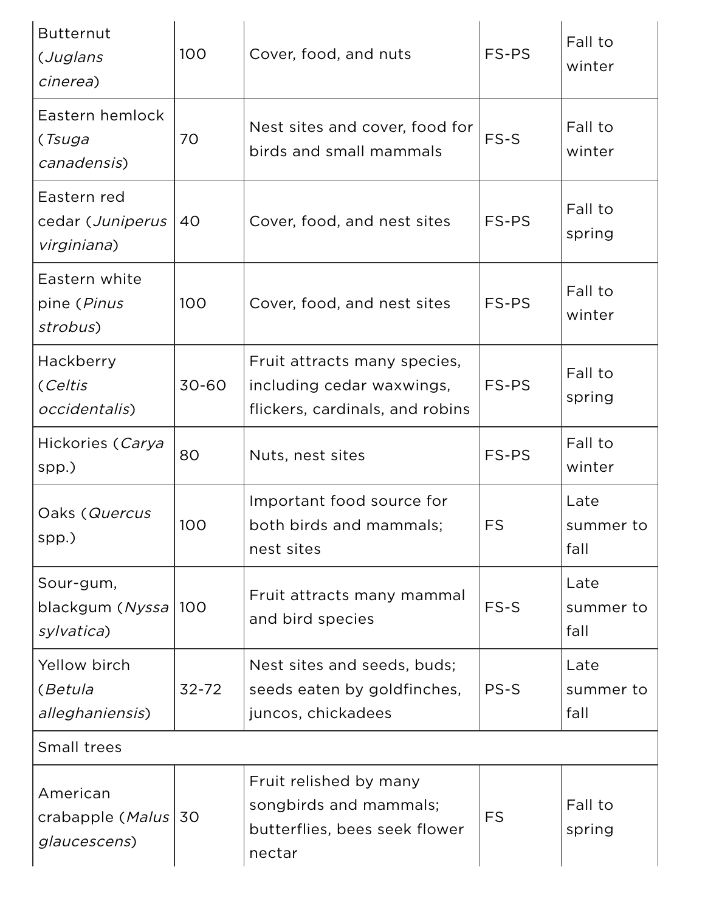| | | | | |
|---|---|---|---|---|
| Butternut (*Juglans cinerea*) | 100 | Cover, food, and nuts | FS-PS | Fall to winter |
| Eastern hemlock (*Tsuga canadensis*) | 70 | Nest sites and cover, food for birds and small mammals | FS-S | Fall to winter |
| Eastern red cedar (*Juniperus virginiana*) | 40 | Cover, food, and nest sites | FS-PS | Fall to spring |
| Eastern white pine (*Pinus strobus*) | 100 | Cover, food, and nest sites | FS-PS | Fall to winter |
| Hackberry (*Celtis occidentalis*) | 30-60 | Fruit attracts many species, including cedar waxwings, flickers, cardinals, and robins | FS-PS | Fall to spring |
| Hickories (*Carya* spp.) | 80 | Nuts, nest sites | FS-PS | Fall to winter |
| Oaks (*Quercus* spp.) | 100 | Important food source for both birds and mammals; nest sites | FS | Late summer to fall |
| Sour-gum, blackgum (*Nyssa sylvatica*) | 100 | Fruit attracts many mammal and bird species | FS-S | Late summer to fall |
| Yellow birch (*Betula alleghaniensis*) | 32-72 | Nest sites and seeds, buds; seeds eaten by goldfinches, juncos, chickadees | PS-S | Late summer to fall |
| Small trees | | | | |
| American crabapple (*Malus glaucescens*) | 30 | Fruit relished by many songbirds and mammals; butterflies, bees seek flower nectar | FS | Fall to spring |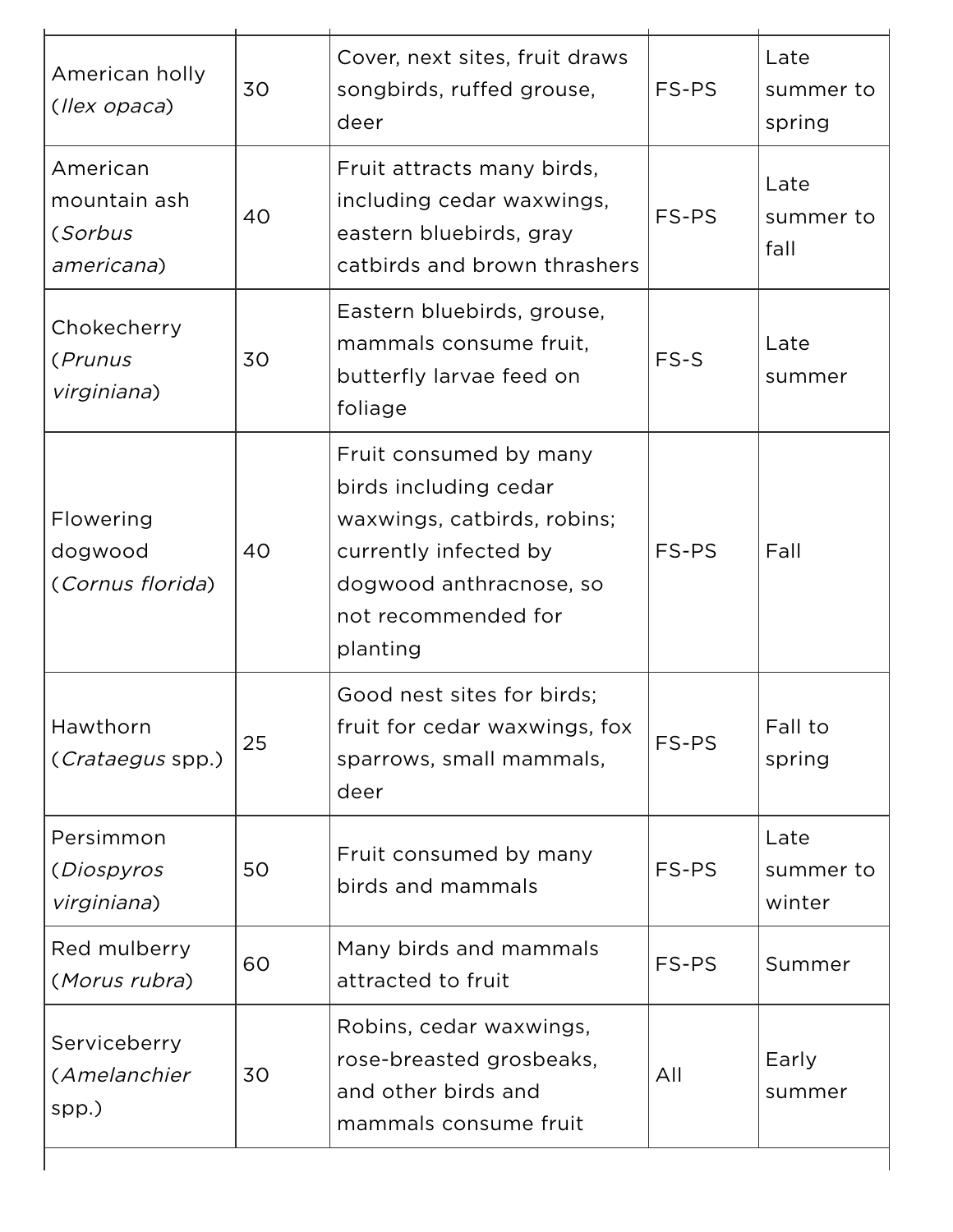| | | | | |
|---|---|---|---|---|
| American holly (*Ilex opaca*) | 30 | Cover, next sites, fruit draws songbirds, ruffed grouse, deer | FS-PS | Late summer to spring |
| American mountain ash (*Sorbus americana*) | 40 | Fruit attracts many birds, including cedar waxwings, eastern bluebirds, gray catbirds and brown thrashers | FS-PS | Late summer to fall |
| Chokecherry (*Prunus virginiana*) | 30 | Eastern bluebirds, grouse, mammals consume fruit, butterfly larvae feed on foliage | FS-S | Late summer |
| Flowering dogwood (*Cornus florida*) | 40 | Fruit consumed by many birds including cedar waxwings, catbirds, robins; currently infected by dogwood anthracnose, so not recommended for planting | FS-PS | Fall |
| Hawthorn (*Crataegus* spp.) | 25 | Good nest sites for birds; fruit for cedar waxwings, fox sparrows, small mammals, deer | FS-PS | Fall to spring |
| Persimmon (*Diospyros virginiana*) | 50 | Fruit consumed by many birds and mammals | FS-PS | Late summer to winter |
| Red mulberry (*Morus rubra*) | 60 | Many birds and mammals attracted to fruit | FS-PS | Summer |
| Serviceberry (*Amelanchier* spp.) | 30 | Robins, cedar waxwings, rose-breasted grosbeaks, and other birds and mammals consume fruit | All | Early summer |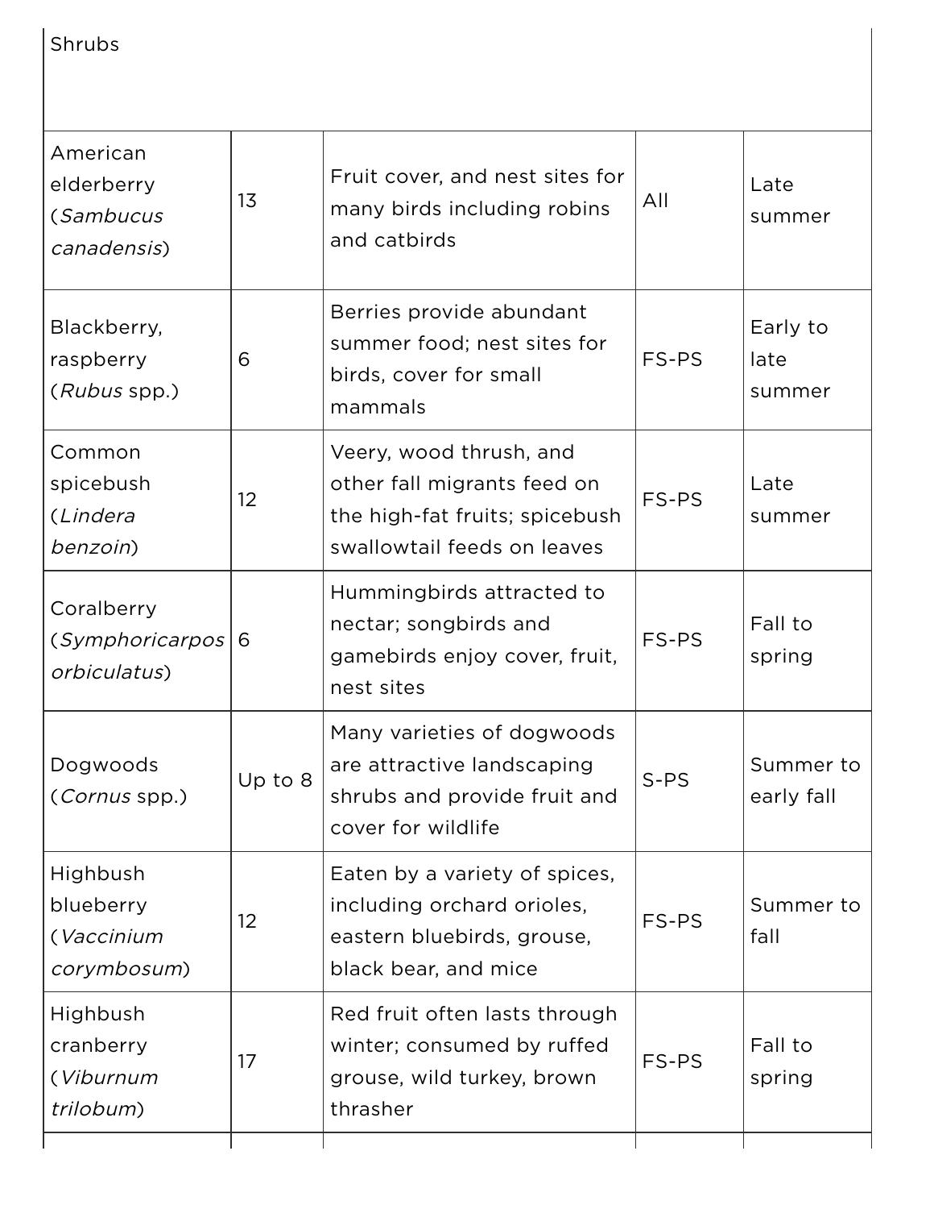| Shrubs | | | | |
|---|---|---|---|---|
| American elderberry (*Sambucus canadensis*) | 13 | Fruit cover, and nest sites for many birds including robins and catbirds | All | Late summer |
| Blackberry, raspberry (*Rubus* spp.) | 6 | Berries provide abundant summer food; nest sites for birds, cover for small mammals | FS-PS | Early to late summer |
| Common spicebush (*Lindera benzoin*) | 12 | Veery, wood thrush, and other fall migrants feed on the high-fat fruits; spicebush swallowtail feeds on leaves | FS-PS | Late summer |
| Coralberry (*Symphoricarpos orbiculatus*) | 6 | Hummingbirds attracted to nectar; songbirds and gamebirds enjoy cover, fruit, nest sites | FS-PS | Fall to spring |
| Dogwoods (*Cornus* spp.) | Up to 8 | Many varieties of dogwoods are attractive landscaping shrubs and provide fruit and cover for wildlife | S-PS | Summer to early fall |
| Highbush blueberry (*Vaccinium corymbosum*) | 12 | Eaten by a variety of spices, including orchard orioles, eastern bluebirds, grouse, black bear, and mice | FS-PS | Summer to fall |
| Highbush cranberry (*Viburnum trilobum*) | 17 | Red fruit often lasts through winter; consumed by ruffed grouse, wild turkey, brown thrasher | FS-PS | Fall to spring |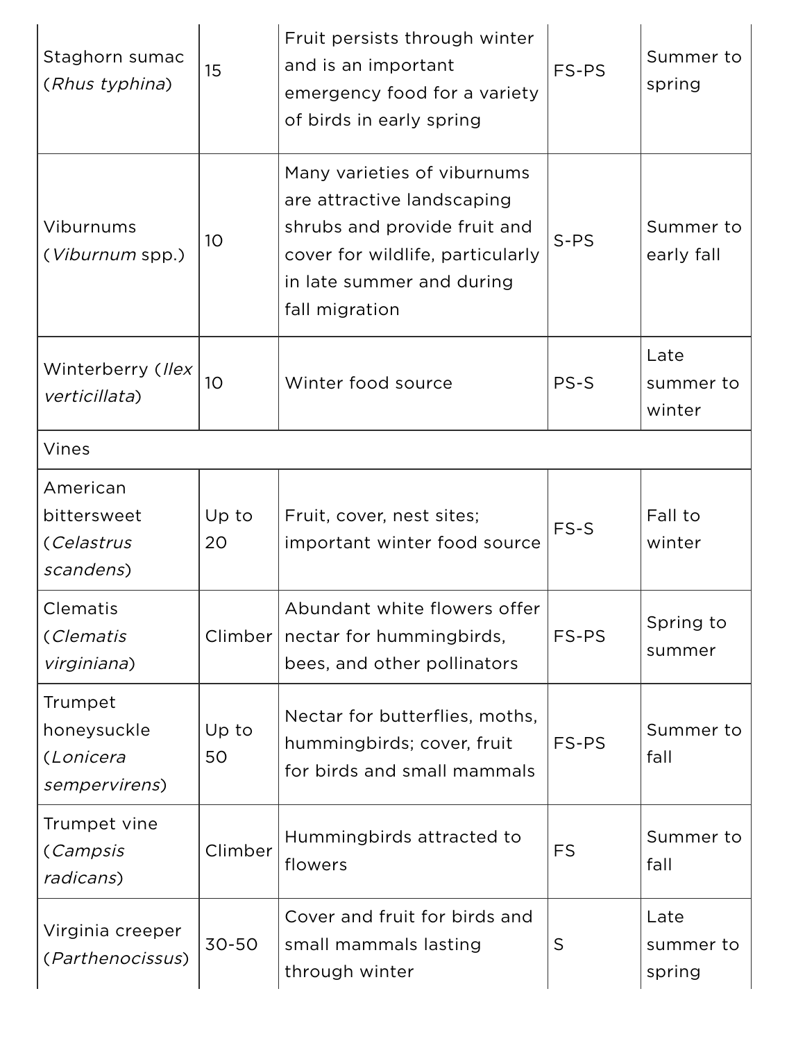| | | | | |
|---|---|---|---|---|
| Staghorn sumac (*Rhus typhina*) | 15 | Fruit persists through winter and is an important emergency food for a variety of birds in early spring | FS-PS | Summer to spring |
| Viburnums (*Viburnum* spp.) | 10 | Many varieties of viburnums are attractive landscaping shrubs and provide fruit and cover for wildlife, particularly in late summer and during fall migration | S-PS | Summer to early fall |
| Winterberry (*Ilex verticillata*) | 10 | Winter food source | PS-S | Late summer to winter |
| Vines | | | | |
| American bittersweet (*Celastrus scandens*) | Up to 20 | Fruit, cover, nest sites; important winter food source | FS-S | Fall to winter |
| Clematis (*Clematis virginiana*) | Climber | Abundant white flowers offer nectar for hummingbirds, bees, and other pollinators | FS-PS | Spring to summer |
| Trumpet honeysuckle (*Lonicera sempervirens*) | Up to 50 | Nectar for butterflies, moths, hummingbirds; cover, fruit for birds and small mammals | FS-PS | Summer to fall |
| Trumpet vine (*Campsis radicans*) | Climber | Hummingbirds attracted to flowers | FS | Summer to fall |
| Virginia creeper (*Parthenocissus*) | 30-50 | Cover and fruit for birds and small mammals lasting through winter | S | Late summer to spring |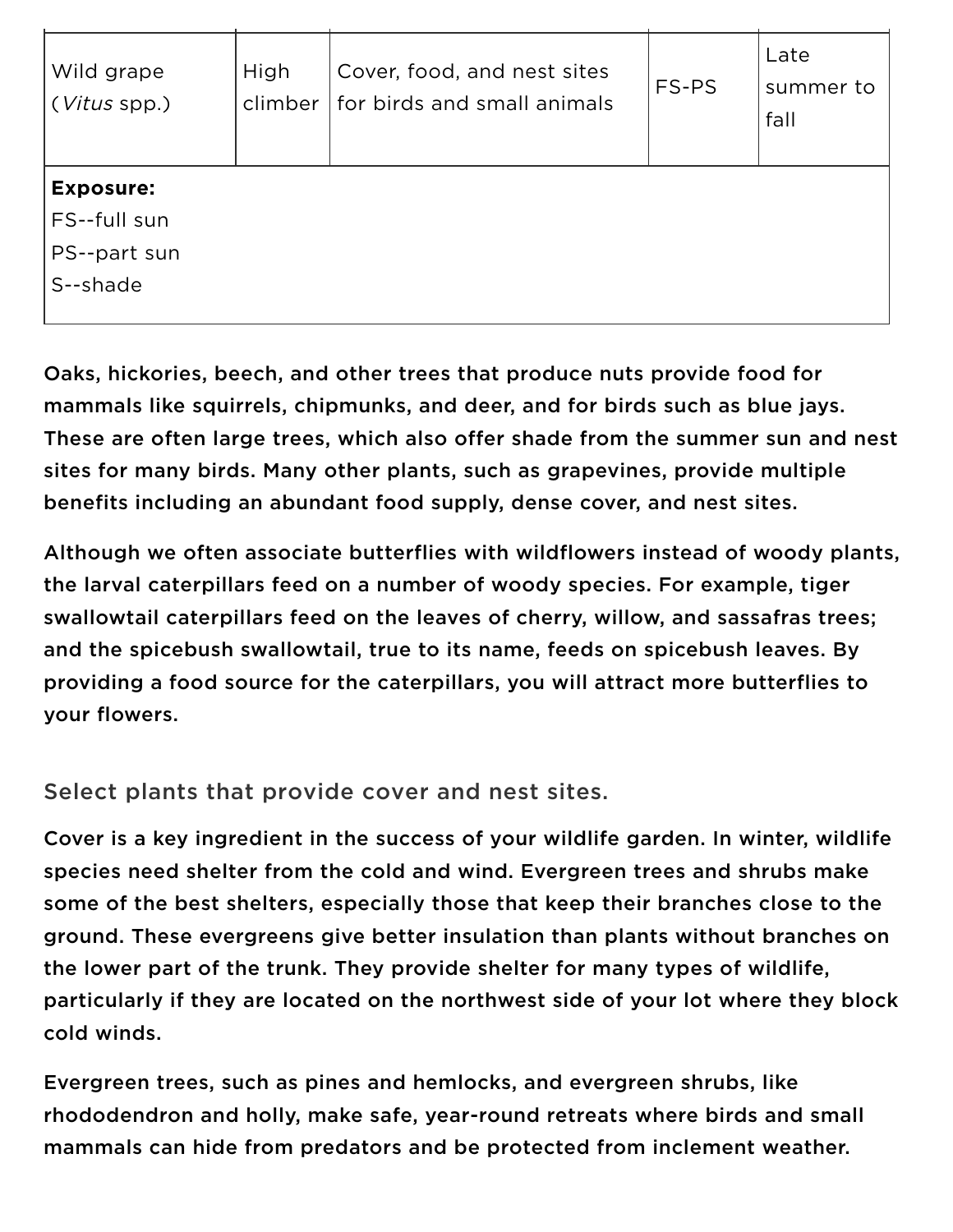| | | | | |
|---|---|---|---|---|
| Wild grape (*Vitus* spp.) | High climber | Cover, food, and nest sites for birds and small animals | FS-PS | Late summer to fall |
| **Exposure:**<br>FS--full sun<br>PS--part sun<br>S--shade | | | | |

Oaks, hickories, beech, and other trees that produce nuts provide food for mammals like squirrels, chipmunks, and deer, and for birds such as blue jays. These are often large trees, which also offer shade from the summer sun and nest sites for many birds. Many other plants, such as grapevines, provide multiple benefits including an abundant food supply, dense cover, and nest sites.

Although we often associate butterflies with wildflowers instead of woody plants, the larval caterpillars feed on a number of woody species. For example, tiger swallowtail caterpillars feed on the leaves of cherry, willow, and sassafras trees; and the spicebush swallowtail, true to its name, feeds on spicebush leaves. By providing a food source for the caterpillars, you will attract more butterflies to your flowers.

### Select plants that provide cover and nest sites.

Cover is a key ingredient in the success of your wildlife garden. In winter, wildlife species need shelter from the cold and wind. Evergreen trees and shrubs make some of the best shelters, especially those that keep their branches close to the ground. These evergreens give better insulation than plants without branches on the lower part of the trunk. They provide shelter for many types of wildlife, particularly if they are located on the northwest side of your lot where they block cold winds.

Evergreen trees, such as pines and hemlocks, and evergreen shrubs, like rhododendron and holly, make safe, year-round retreats where birds and small mammals can hide from predators and be protected from inclement weather.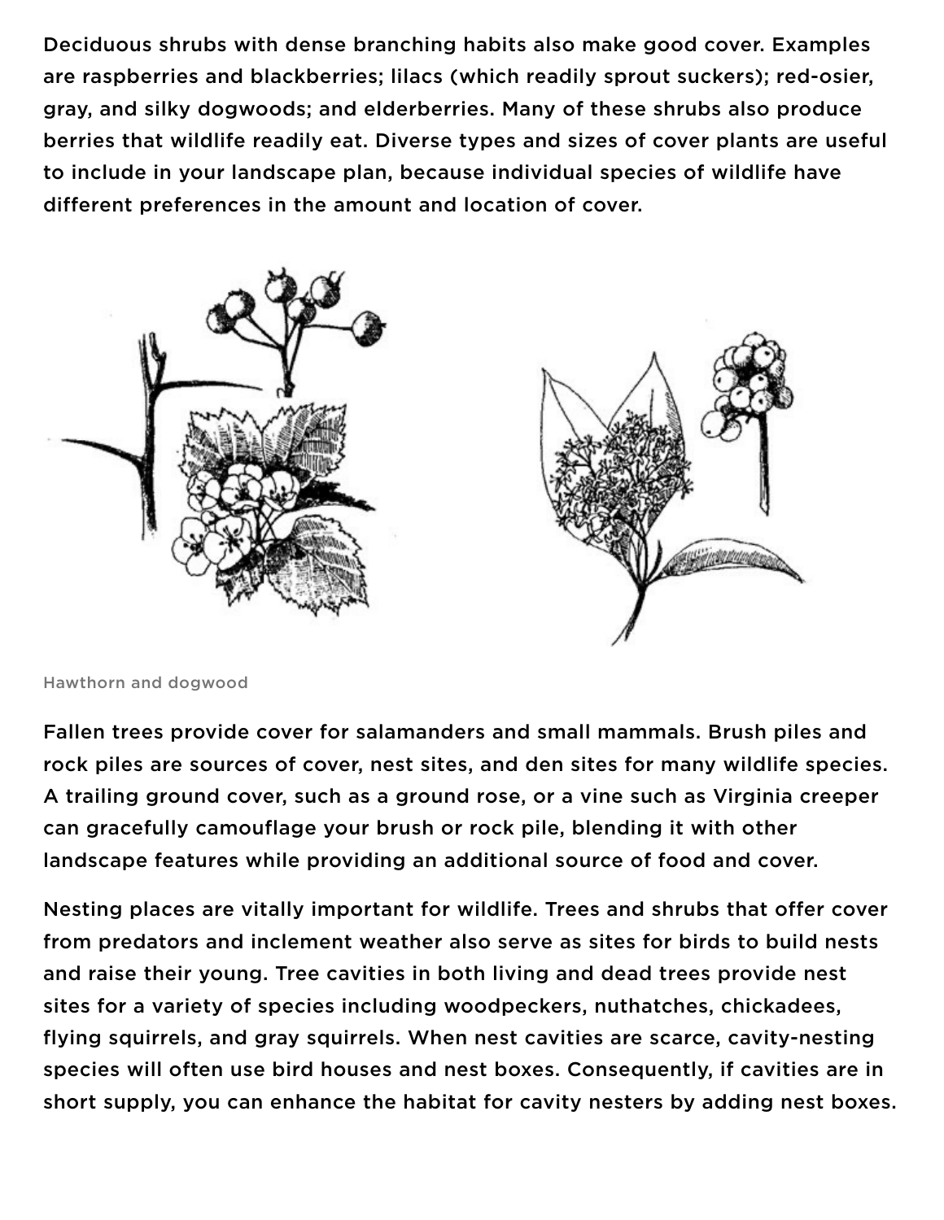Deciduous shrubs with dense branching habits also make good cover. Examples are raspberries and blackberries; lilacs (which readily sprout suckers); red-osier, gray, and silky dogwoods; and elderberries. Many of these shrubs also produce berries that wildlife readily eat. Diverse types and sizes of cover plants are useful to include in your landscape plan, because individual species of wildlife have different preferences in the amount and location of cover.

Hawthorn and dogwood

Fallen trees provide cover for salamanders and small mammals. Brush piles and rock piles are sources of cover, nest sites, and den sites for many wildlife species. A trailing ground cover, such as a ground rose, or a vine such as Virginia creeper can gracefully camouflage your brush or rock pile, blending it with other landscape features while providing an additional source of food and cover.

Nesting places are vitally important for wildlife. Trees and shrubs that offer cover from predators and inclement weather also serve as sites for birds to build nests and raise their young. Tree cavities in both living and dead trees provide nest sites for a variety of species including woodpeckers, nuthatches, chickadees, flying squirrels, and gray squirrels. When nest cavities are scarce, cavity-nesting species will often use bird houses and nest boxes. Consequently, if cavities are in short supply, you can enhance the habitat for cavity nesters by adding nest boxes.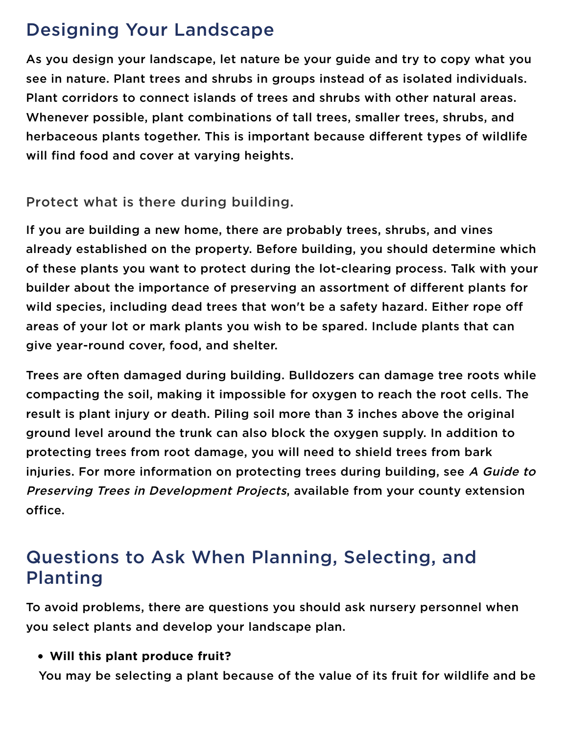## Designing Your Landscape

As you design your landscape, let nature be your guide and try to copy what you see in nature. Plant trees and shrubs in groups instead of as isolated individuals. Plant corridors to connect islands of trees and shrubs with other natural areas. Whenever possible, plant combinations of tall trees, smaller trees, shrubs, and herbaceous plants together. This is important because different types of wildlife will find food and cover at varying heights.

### Protect what is there during building.

If you are building a new home, there are probably trees, shrubs, and vines already established on the property. Before building, you should determine which of these plants you want to protect during the lot-clearing process. Talk with your builder about the importance of preserving an assortment of different plants for wild species, including dead trees that won't be a safety hazard. Either rope off areas of your lot or mark plants you wish to be spared. Include plants that can give year-round cover, food, and shelter.

Trees are often damaged during building. Bulldozers can damage tree roots while compacting the soil, making it impossible for oxygen to reach the root cells. The result is plant injury or death. Piling soil more than 3 inches above the original ground level around the trunk can also block the oxygen supply. In addition to protecting trees from root damage, you will need to shield trees from bark injuries. For more information on protecting trees during building, see *A Guide to Preserving Trees in Development Projects*, available from your county extension office.

## Questions to Ask When Planning, Selecting, and Planting

To avoid problems, there are questions you should ask nursery personnel when you select plants and develop your landscape plan.

- **Will this plant produce fruit?**

  You may be selecting a plant because of the value of its fruit for wildlife and be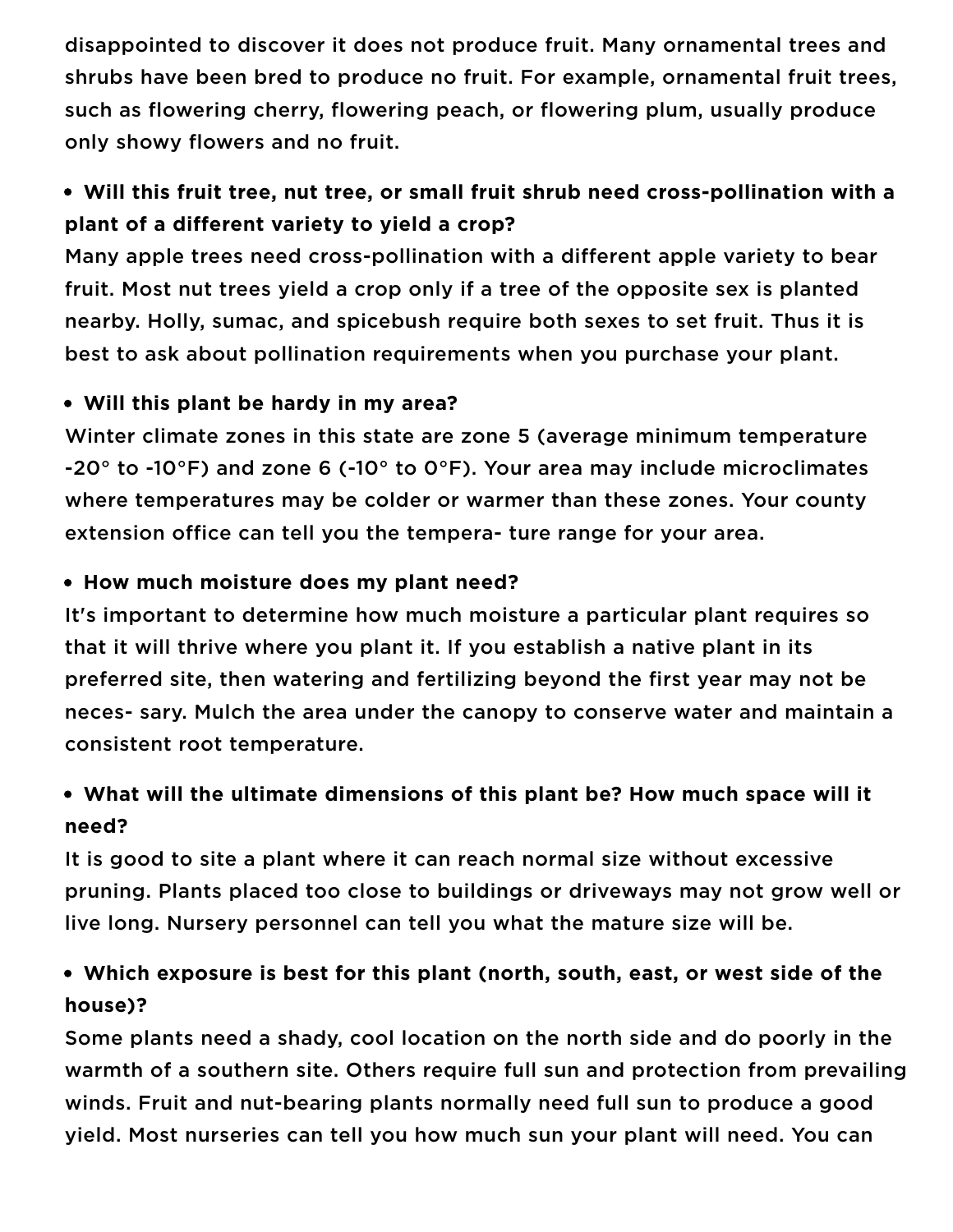disappointed to discover it does not produce fruit. Many ornamental trees and shrubs have been bred to produce no fruit. For example, ornamental fruit trees, such as flowering cherry, flowering peach, or flowering plum, usually produce only showy flowers and no fruit.

- **Will this fruit tree, nut tree, or small fruit shrub need cross-pollination with a plant of a different variety to yield a crop?**
Many apple trees need cross-pollination with a different apple variety to bear fruit. Most nut trees yield a crop only if a tree of the opposite sex is planted nearby. Holly, sumac, and spicebush require both sexes to set fruit. Thus it is best to ask about pollination requirements when you purchase your plant.

- **Will this plant be hardy in my area?**
Winter climate zones in this state are zone 5 (average minimum temperature -20° to -10°F) and zone 6 (-10° to 0°F). Your area may include microclimates where temperatures may be colder or warmer than these zones. Your county extension office can tell you the tempera- ture range for your area.

- **How much moisture does my plant need?**
It's important to determine how much moisture a particular plant requires so that it will thrive where you plant it. If you establish a native plant in its preferred site, then watering and fertilizing beyond the first year may not be neces- sary. Mulch the area under the canopy to conserve water and maintain a consistent root temperature.

- **What will the ultimate dimensions of this plant be? How much space will it need?**
It is good to site a plant where it can reach normal size without excessive pruning. Plants placed too close to buildings or driveways may not grow well or live long. Nursery personnel can tell you what the mature size will be.

- **Which exposure is best for this plant (north, south, east, or west side of the house)?**
Some plants need a shady, cool location on the north side and do poorly in the warmth of a southern site. Others require full sun and protection from prevailing winds. Fruit and nut-bearing plants normally need full sun to produce a good yield. Most nurseries can tell you how much sun your plant will need. You can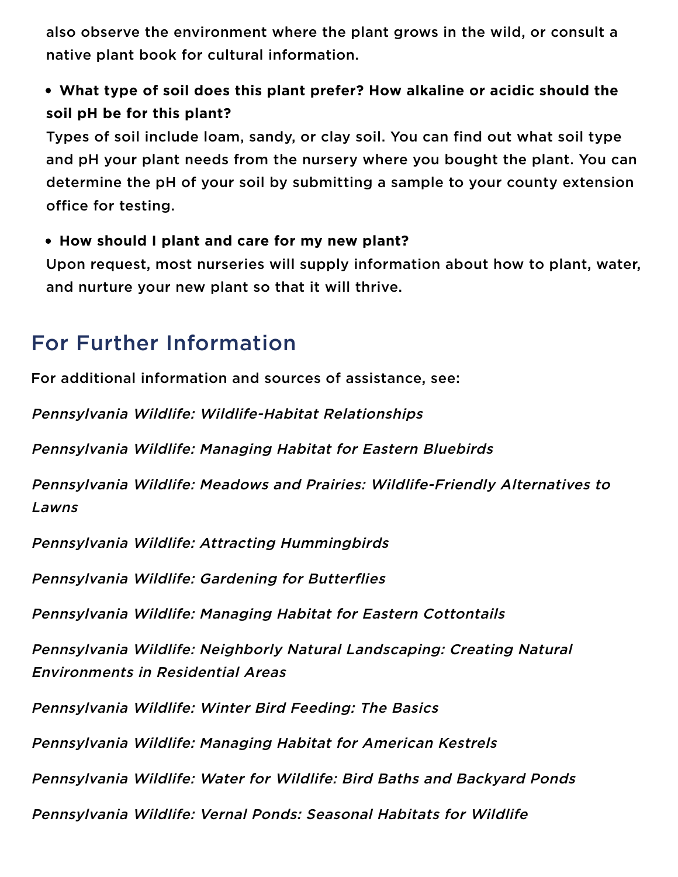also observe the environment where the plant grows in the wild, or consult a native plant book for cultural information.

- **What type of soil does this plant prefer? How alkaline or acidic should the soil pH be for this plant?**
  Types of soil include loam, sandy, or clay soil. You can find out what soil type and pH your plant needs from the nursery where you bought the plant. You can determine the pH of your soil by submitting a sample to your county extension office for testing.

- **How should I plant and care for my new plant?**
  Upon request, most nurseries will supply information about how to plant, water, and nurture your new plant so that it will thrive.

## For Further Information

For additional information and sources of assistance, see:

*Pennsylvania Wildlife: Wildlife-Habitat Relationships*

*Pennsylvania Wildlife: Managing Habitat for Eastern Bluebirds*

*Pennsylvania Wildlife: Meadows and Prairies: Wildlife-Friendly Alternatives to Lawns*

*Pennsylvania Wildlife: Attracting Hummingbirds*

*Pennsylvania Wildlife: Gardening for Butterflies*

*Pennsylvania Wildlife: Managing Habitat for Eastern Cottontails*

*Pennsylvania Wildlife: Neighborly Natural Landscaping: Creating Natural Environments in Residential Areas*

*Pennsylvania Wildlife: Winter Bird Feeding: The Basics*

*Pennsylvania Wildlife: Managing Habitat for American Kestrels*

*Pennsylvania Wildlife: Water for Wildlife: Bird Baths and Backyard Ponds*

*Pennsylvania Wildlife: Vernal Ponds: Seasonal Habitats for Wildlife*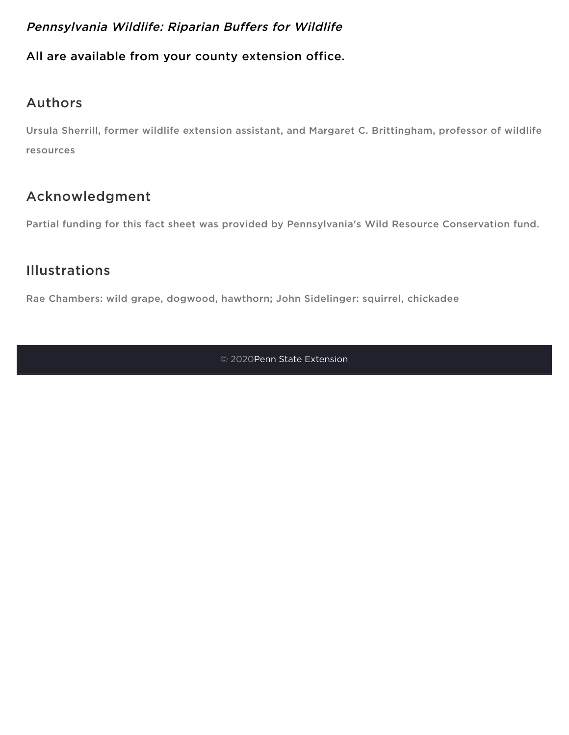*Pennsylvania Wildlife: Riparian Buffers for Wildlife*

All are available from your county extension office.

## Authors

Ursula Sherrill, former wildlife extension assistant, and Margaret C. Brittingham, professor of wildlife resources

## Acknowledgment

Partial funding for this fact sheet was provided by Pennsylvania's Wild Resource Conservation fund.

## Illustrations

Rae Chambers: wild grape, dogwood, hawthorn; John Sidelinger: squirrel, chickadee

© 2020Penn State Extension